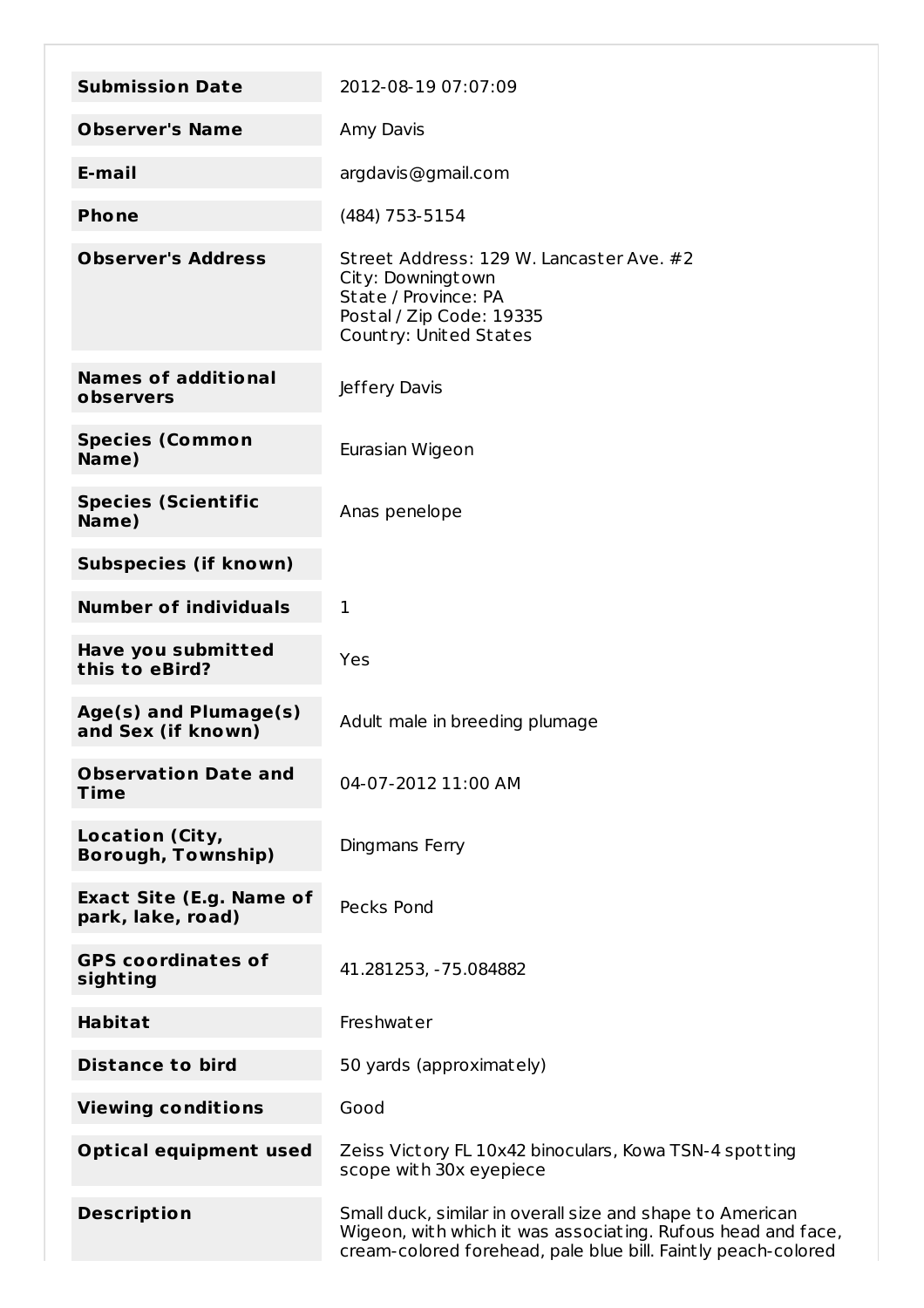| | |
|---|---|
| **Submission Date** | 2012-08-19 07:07:09 |
| **Observer's Name** | Amy Davis |
| **E-mail** | argdavis@gmail.com |
| **Phone** | (484) 753-5154 |
| **Observer's Address** | Street Address: 129 W. Lancaster Ave. #2<br>City: Downingtown<br>State / Province: PA<br>Postal / Zip Code: 19335<br>Country: United States |
| **Names of additional observers** | Jeffery Davis |
| **Species (Common Name)** | Eurasian Wigeon |
| **Species (Scientific Name)** | Anas penelope |
| **Subspecies (if known)** | |
| **Number of individuals** | 1 |
| **Have you submitted this to eBird?** | Yes |
| **Age(s) and Plumage(s) and Sex (if known)** | Adult male in breeding plumage |
| **Observation Date and Time** | 04-07-2012 11:00 AM |
| **Location (City, Borough, Township)** | Dingmans Ferry |
| **Exact Site (E.g. Name of park, lake, road)** | Pecks Pond |
| **GPS coordinates of sighting** | 41.281253, -75.084882 |
| **Habitat** | Freshwater |
| **Distance to bird** | 50 yards (approximately) |
| **Viewing conditions** | Good |
| **Optical equipment used** | Zeiss Victory FL 10x42 binoculars, Kowa TSN-4 spotting scope with 30x eyepiece |
| **Description** | Small duck, similar in overall size and shape to American Wigeon, with which it was associating. Rufous head and face, cream-colored forehead, pale blue bill. Faintly peach-colored |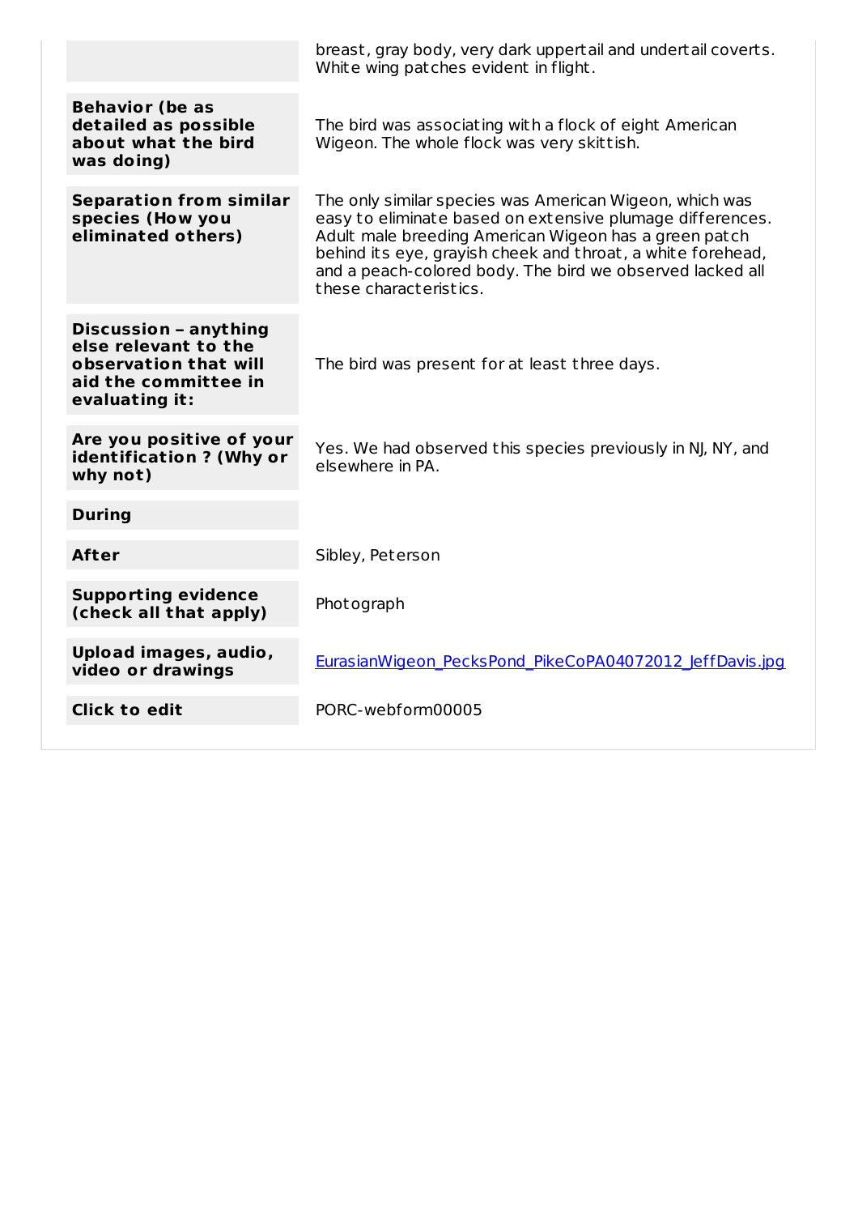| | |
|---|---|
| | breast, gray body, very dark uppertail and undertail coverts. White wing patches evident in flight. |
| **Behavior (be as detailed as possible about what the bird was doing)** | The bird was associating with a flock of eight American Wigeon. The whole flock was very skittish. |
| **Separation from similar species (How you eliminated others)** | The only similar species was American Wigeon, which was easy to eliminate based on extensive plumage differences. Adult male breeding American Wigeon has a green patch behind its eye, grayish cheek and throat, a white forehead, and a peach-colored body. The bird we observed lacked all these characteristics. |
| **Discussion – anything else relevant to the observation that will aid the committee in evaluating it:** | The bird was present for at least three days. |
| **Are you positive of your identification ? (Why or why not)** | Yes. We had observed this species previously in NJ, NY, and elsewhere in PA. |
| **During** | |
| **After** | Sibley, Peterson |
| **Supporting evidence (check all that apply)** | Photograph |
| **Upload images, audio, video or drawings** | EurasianWigeon_PecksPond_PikeCoPA04072012_JeffDavis.jpg |
| **Click to edit** | PORC-webform00005 |